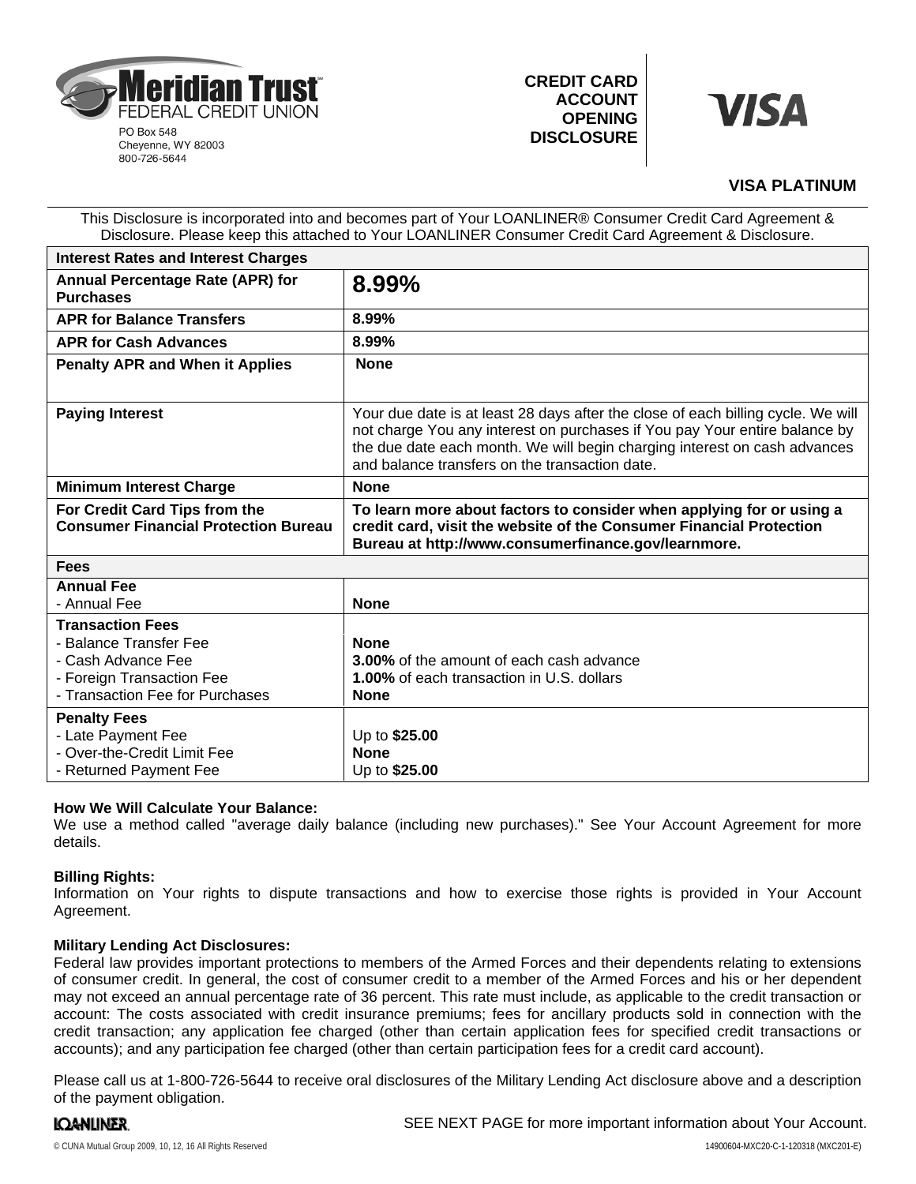**Meridian Trust**
FEDERAL CREDIT UNION
PO Box 548
Cheyenne, WY 82003
800-726-5644

**CREDIT CARD ACCOUNT OPENING DISCLOSURE**

**VISA**

**VISA PLATINUM**

This Disclosure is incorporated into and becomes part of Your LOANLINER® Consumer Credit Card Agreement & Disclosure. Please keep this attached to Your LOANLINER Consumer Credit Card Agreement & Disclosure.

| **Interest Rates and Interest Charges** | |
|---|---|
| **Annual Percentage Rate (APR) for Purchases** | **8.99%** |
| **APR for Balance Transfers** | **8.99%** |
| **APR for Cash Advances** | **8.99%** |
| **Penalty APR and When it Applies** | **None** |
| **Paying Interest** | Your due date is at least 28 days after the close of each billing cycle. We will not charge You any interest on purchases if You pay Your entire balance by the due date each month. We will begin charging interest on cash advances and balance transfers on the transaction date. |
| **Minimum Interest Charge** | **None** |
| **For Credit Card Tips from the Consumer Financial Protection Bureau** | **To learn more about factors to consider when applying for or using a credit card, visit the website of the Consumer Financial Protection Bureau at http://www.consumerfinance.gov/learnmore.** |
| **Fees** | |
| **Annual Fee**<br>- Annual Fee | <br>**None** |
| **Transaction Fees**<br>- Balance Transfer Fee<br>- Cash Advance Fee<br>- Foreign Transaction Fee<br>- Transaction Fee for Purchases | <br>**None**<br>**3.00%** of the amount of each cash advance<br>**1.00%** of each transaction in U.S. dollars<br>**None** |
| **Penalty Fees**<br>- Late Payment Fee<br>- Over-the-Credit Limit Fee<br>- Returned Payment Fee | <br>Up to **$25.00**<br>**None**<br>Up to **$25.00** |

**How We Will Calculate Your Balance:**
We use a method called "average daily balance (including new purchases)." See Your Account Agreement for more details.

**Billing Rights:**
Information on Your rights to dispute transactions and how to exercise those rights is provided in Your Account Agreement.

**Military Lending Act Disclosures:**
Federal law provides important protections to members of the Armed Forces and their dependents relating to extensions of consumer credit. In general, the cost of consumer credit to a member of the Armed Forces and his or her dependent may not exceed an annual percentage rate of 36 percent. This rate must include, as applicable to the credit transaction or account: The costs associated with credit insurance premiums; fees for ancillary products sold in connection with the credit transaction; any application fee charged (other than certain application fees for specified credit transactions or accounts); and any participation fee charged (other than certain participation fees for a credit card account).

Please call us at 1-800-726-5644 to receive oral disclosures of the Military Lending Act disclosure above and a description of the payment obligation.

LOANLINER.

SEE NEXT PAGE for more important information about Your Account.

© CUNA Mutual Group 2009, 10, 12, 16 All Rights Reserved

14900604-MXC20-C-1-120318 (MXC201-E)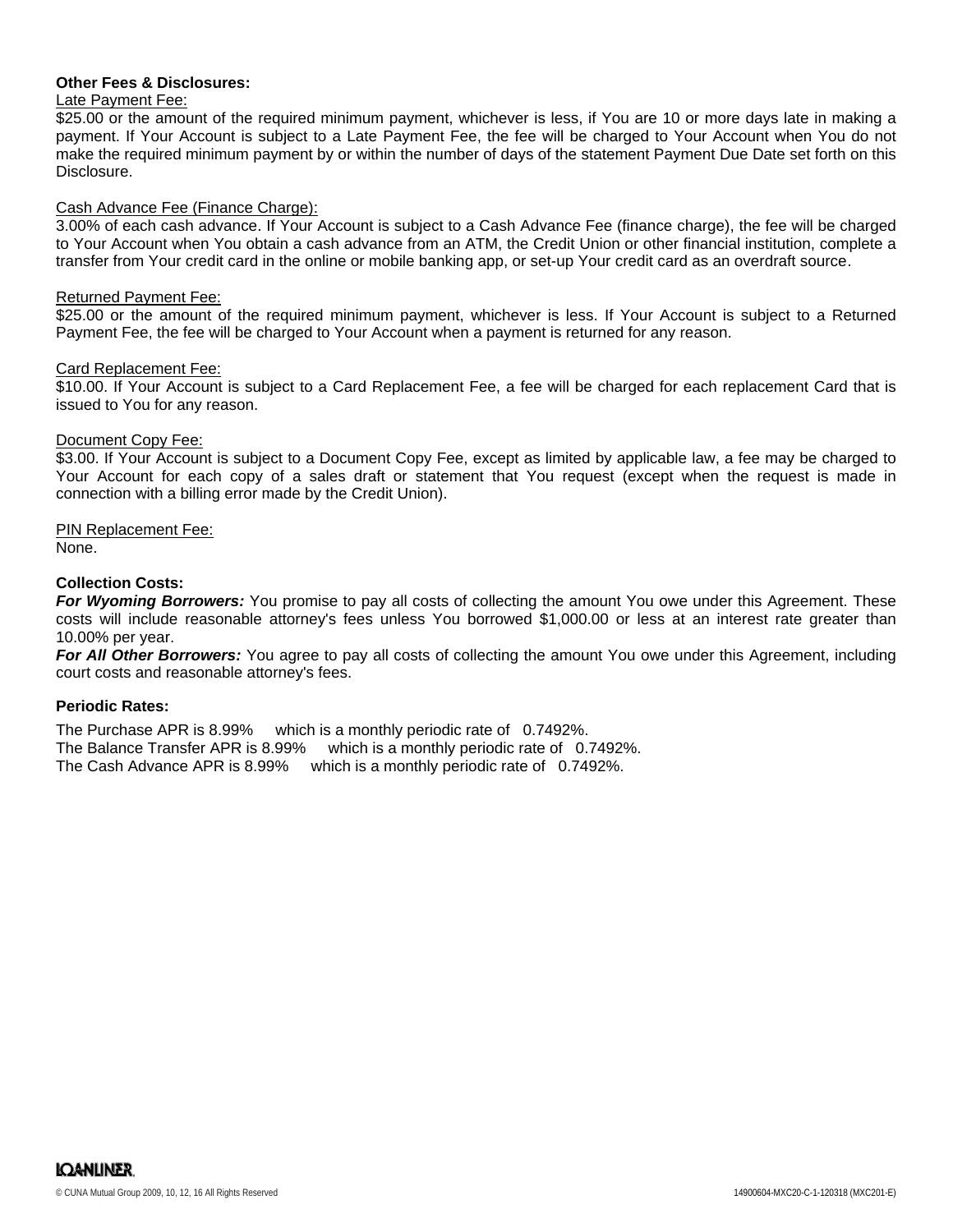**Other Fees & Disclosures:**

Late Payment Fee:

$25.00 or the amount of the required minimum payment, whichever is less, if You are 10 or more days late in making a payment. If Your Account is subject to a Late Payment Fee, the fee will be charged to Your Account when You do not make the required minimum payment by or within the number of days of the statement Payment Due Date set forth on this Disclosure.

Cash Advance Fee (Finance Charge):

3.00% of each cash advance. If Your Account is subject to a Cash Advance Fee (finance charge), the fee will be charged to Your Account when You obtain a cash advance from an ATM, the Credit Union or other financial institution, complete a transfer from Your credit card in the online or mobile banking app, or set-up Your credit card as an overdraft source.

Returned Payment Fee:

$25.00 or the amount of the required minimum payment, whichever is less. If Your Account is subject to a Returned Payment Fee, the fee will be charged to Your Account when a payment is returned for any reason.

Card Replacement Fee:

$10.00. If Your Account is subject to a Card Replacement Fee, a fee will be charged for each replacement Card that is issued to You for any reason.

Document Copy Fee:

$3.00. If Your Account is subject to a Document Copy Fee, except as limited by applicable law, a fee may be charged to Your Account for each copy of a sales draft or statement that You request (except when the request is made in connection with a billing error made by the Credit Union).

PIN Replacement Fee:

None.

**Collection Costs:**

***For Wyoming Borrowers:*** You promise to pay all costs of collecting the amount You owe under this Agreement. These costs will include reasonable attorney's fees unless You borrowed $1,000.00 or less at an interest rate greater than 10.00% per year.

***For All Other Borrowers:*** You agree to pay all costs of collecting the amount You owe under this Agreement, including court costs and reasonable attorney's fees.

**Periodic Rates:**

The Purchase APR is 8.99% which is a monthly periodic rate of 0.7492%.
The Balance Transfer APR is 8.99% which is a monthly periodic rate of 0.7492%.
The Cash Advance APR is 8.99% which is a monthly periodic rate of 0.7492%.

LOANLINER

© CUNA Mutual Group 2009, 10, 12, 16 All Rights Reserved 14900604-MXC20-C-1-120318 (MXC201-E)